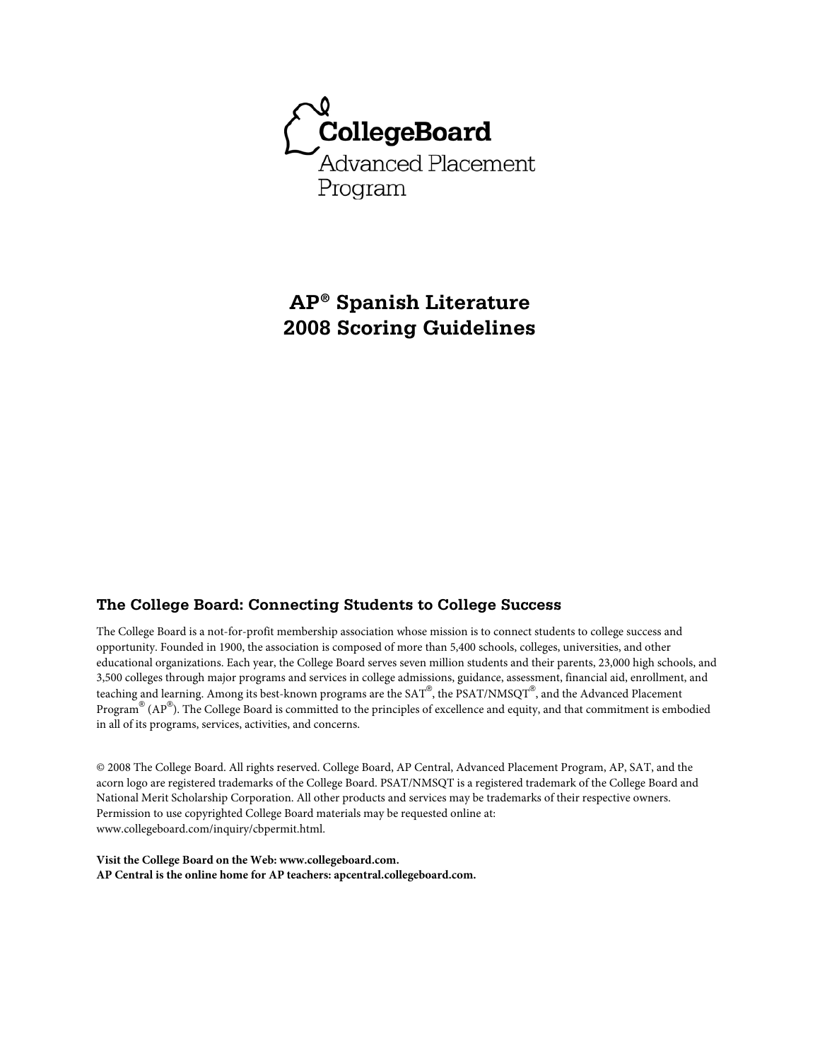CollegeBoard
Advanced Placement
Program

# AP® Spanish Literature
# 2008 Scoring Guidelines

## The College Board: Connecting Students to College Success

The College Board is a not-for-profit membership association whose mission is to connect students to college success and opportunity. Founded in 1900, the association is composed of more than 5,400 schools, colleges, universities, and other educational organizations. Each year, the College Board serves seven million students and their parents, 23,000 high schools, and 3,500 colleges through major programs and services in college admissions, guidance, assessment, financial aid, enrollment, and teaching and learning. Among its best-known programs are the SAT®, the PSAT/NMSQT®, and the Advanced Placement Program® (AP®). The College Board is committed to the principles of excellence and equity, and that commitment is embodied in all of its programs, services, activities, and concerns.

© 2008 The College Board. All rights reserved. College Board, AP Central, Advanced Placement Program, AP, SAT, and the acorn logo are registered trademarks of the College Board. PSAT/NMSQT is a registered trademark of the College Board and National Merit Scholarship Corporation. All other products and services may be trademarks of their respective owners. Permission to use copyrighted College Board materials may be requested online at: www.collegeboard.com/inquiry/cbpermit.html.

**Visit the College Board on the Web: www.collegeboard.com.**
**AP Central is the online home for AP teachers: apcentral.collegeboard.com.**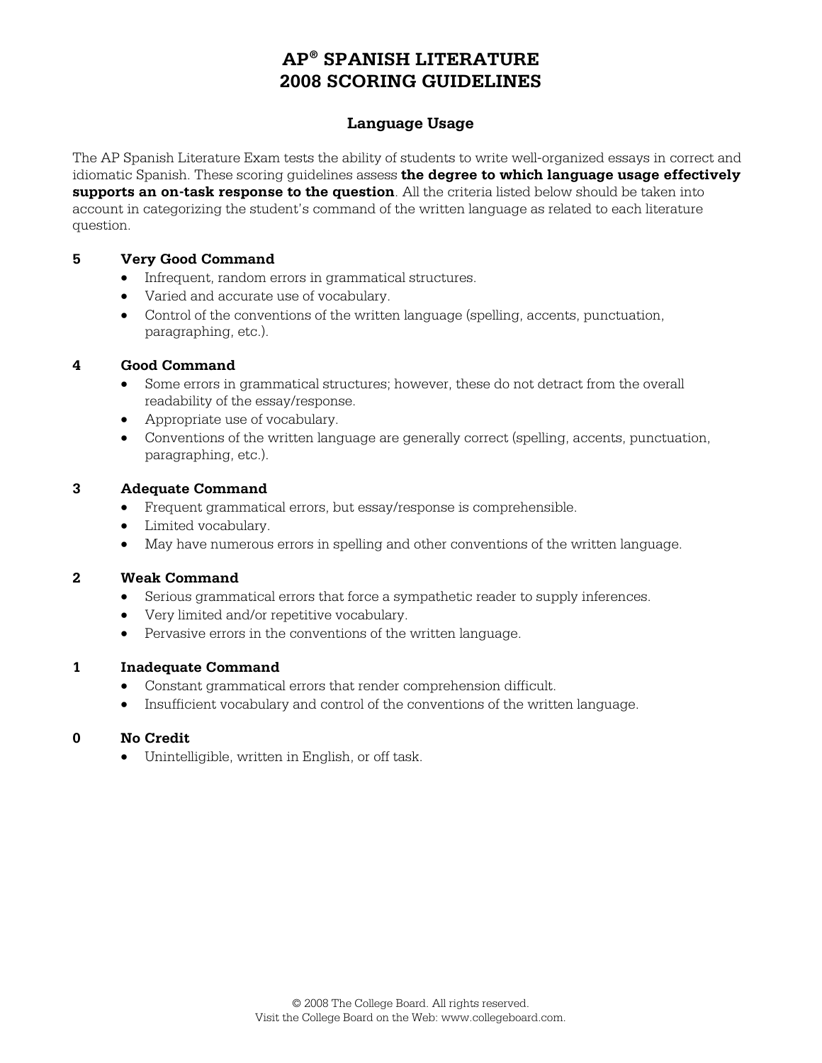# AP® SPANISH LITERATURE
# 2008 SCORING GUIDELINES

## Language Usage

The AP Spanish Literature Exam tests the ability of students to write well-organized essays in correct and idiomatic Spanish. These scoring guidelines assess **the degree to which language usage effectively supports an on-task response to the question**. All the criteria listed below should be taken into account in categorizing the student's command of the written language as related to each literature question.

**5 Very Good Command**

- Infrequent, random errors in grammatical structures.
- Varied and accurate use of vocabulary.
- Control of the conventions of the written language (spelling, accents, punctuation, paragraphing, etc.).

**4 Good Command**

- Some errors in grammatical structures; however, these do not detract from the overall readability of the essay/response.
- Appropriate use of vocabulary.
- Conventions of the written language are generally correct (spelling, accents, punctuation, paragraphing, etc.).

**3 Adequate Command**

- Frequent grammatical errors, but essay/response is comprehensible.
- Limited vocabulary.
- May have numerous errors in spelling and other conventions of the written language.

**2 Weak Command**

- Serious grammatical errors that force a sympathetic reader to supply inferences.
- Very limited and/or repetitive vocabulary.
- Pervasive errors in the conventions of the written language.

**1 Inadequate Command**

- Constant grammatical errors that render comprehension difficult.
- Insufficient vocabulary and control of the conventions of the written language.

**0 No Credit**

- Unintelligible, written in English, or off task.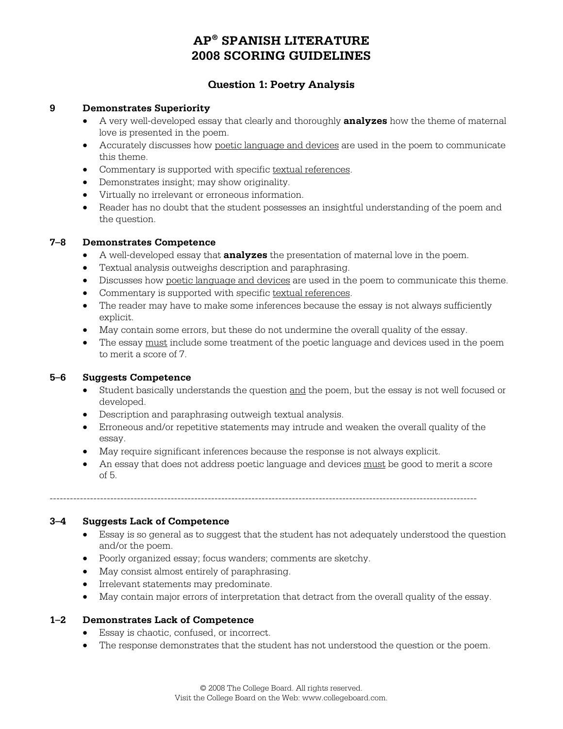# AP® SPANISH LITERATURE 2008 SCORING GUIDELINES

## Question 1: Poetry Analysis

**9 Demonstrates Superiority**

- A very well-developed essay that clearly and thoroughly **analyzes** how the theme of maternal love is presented in the poem.
- Accurately discusses how poetic language and devices are used in the poem to communicate this theme.
- Commentary is supported with specific textual references.
- Demonstrates insight; may show originality.
- Virtually no irrelevant or erroneous information.
- Reader has no doubt that the student possesses an insightful understanding of the poem and the question.

**7–8 Demonstrates Competence**

- A well-developed essay that **analyzes** the presentation of maternal love in the poem.
- Textual analysis outweighs description and paraphrasing.
- Discusses how poetic language and devices are used in the poem to communicate this theme.
- Commentary is supported with specific textual references.
- The reader may have to make some inferences because the essay is not always sufficiently explicit.
- May contain some errors, but these do not undermine the overall quality of the essay.
- The essay must include some treatment of the poetic language and devices used in the poem to merit a score of 7.

**5–6 Suggests Competence**

- Student basically understands the question and the poem, but the essay is not well focused or developed.
- Description and paraphrasing outweigh textual analysis.
- Erroneous and/or repetitive statements may intrude and weaken the overall quality of the essay.
- May require significant inferences because the response is not always explicit.
- An essay that does not address poetic language and devices must be good to merit a score of 5.

---

**3–4 Suggests Lack of Competence**

- Essay is so general as to suggest that the student has not adequately understood the question and/or the poem.
- Poorly organized essay; focus wanders; comments are sketchy.
- May consist almost entirely of paraphrasing.
- Irrelevant statements may predominate.
- May contain major errors of interpretation that detract from the overall quality of the essay.

**1–2 Demonstrates Lack of Competence**

- Essay is chaotic, confused, or incorrect.
- The response demonstrates that the student has not understood the question or the poem.

© 2008 The College Board. All rights reserved.
Visit the College Board on the Web: www.collegeboard.com.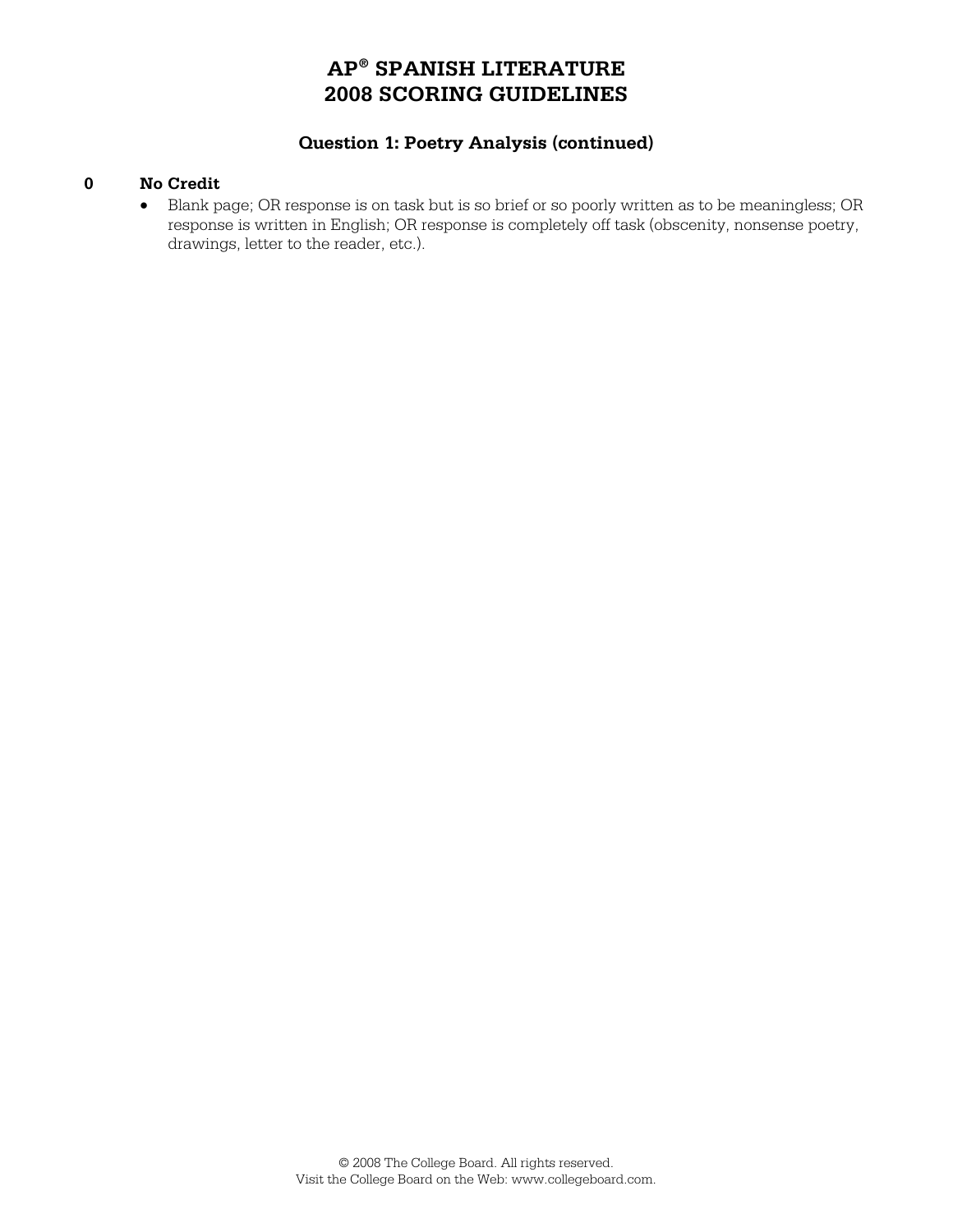# AP® SPANISH LITERATURE
# 2008 SCORING GUIDELINES

### Question 1: Poetry Analysis (continued)

**0 No Credit**

- Blank page; OR response is on task but is so brief or so poorly written as to be meaningless; OR response is written in English; OR response is completely off task (obscenity, nonsense poetry, drawings, letter to the reader, etc.).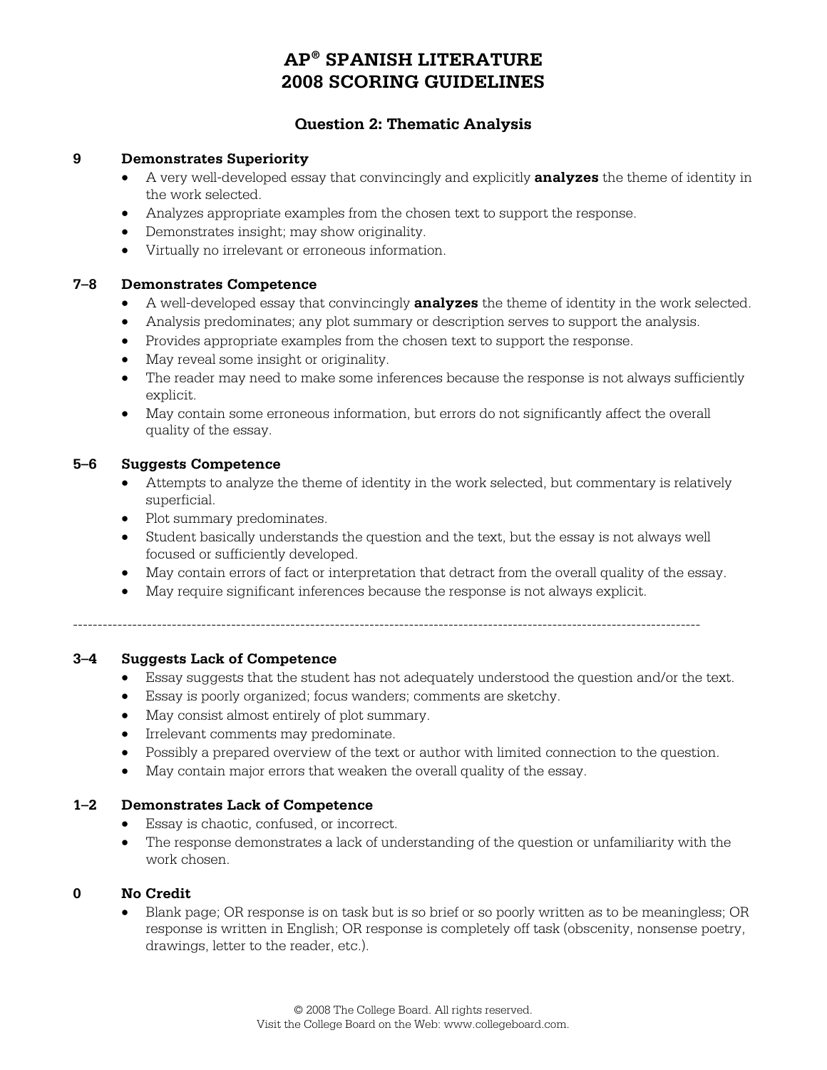# AP® SPANISH LITERATURE
# 2008 SCORING GUIDELINES

## Question 2: Thematic Analysis

### 9 Demonstrates Superiority

- A very well-developed essay that convincingly and explicitly **analyzes** the theme of identity in the work selected.
- Analyzes appropriate examples from the chosen text to support the response.
- Demonstrates insight; may show originality.
- Virtually no irrelevant or erroneous information.

### 7–8 Demonstrates Competence

- A well-developed essay that convincingly **analyzes** the theme of identity in the work selected.
- Analysis predominates; any plot summary or description serves to support the analysis.
- Provides appropriate examples from the chosen text to support the response.
- May reveal some insight or originality.
- The reader may need to make some inferences because the response is not always sufficiently explicit.
- May contain some erroneous information, but errors do not significantly affect the overall quality of the essay.

### 5–6 Suggests Competence

- Attempts to analyze the theme of identity in the work selected, but commentary is relatively superficial.
- Plot summary predominates.
- Student basically understands the question and the text, but the essay is not always well focused or sufficiently developed.
- May contain errors of fact or interpretation that detract from the overall quality of the essay.
- May require significant inferences because the response is not always explicit.

---

### 3–4 Suggests Lack of Competence

- Essay suggests that the student has not adequately understood the question and/or the text.
- Essay is poorly organized; focus wanders; comments are sketchy.
- May consist almost entirely of plot summary.
- Irrelevant comments may predominate.
- Possibly a prepared overview of the text or author with limited connection to the question.
- May contain major errors that weaken the overall quality of the essay.

### 1–2 Demonstrates Lack of Competence

- Essay is chaotic, confused, or incorrect.
- The response demonstrates a lack of understanding of the question or unfamiliarity with the work chosen.

### 0 No Credit

- Blank page; OR response is on task but is so brief or so poorly written as to be meaningless; OR response is written in English; OR response is completely off task (obscenity, nonsense poetry, drawings, letter to the reader, etc.).

© 2008 The College Board. All rights reserved.
Visit the College Board on the Web: www.collegeboard.com.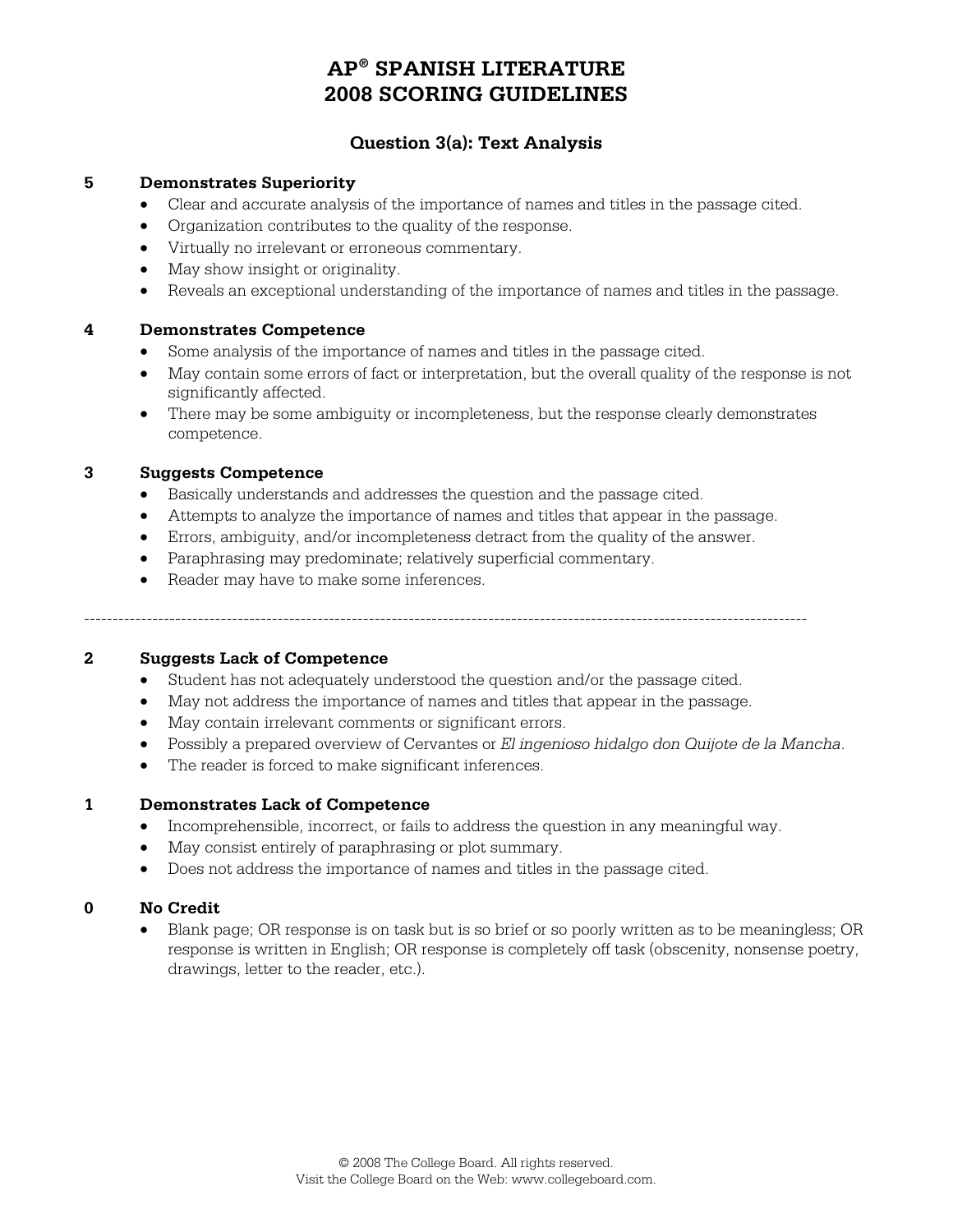# AP® SPANISH LITERATURE
# 2008 SCORING GUIDELINES

## Question 3(a): Text Analysis

**5 Demonstrates Superiority**

- Clear and accurate analysis of the importance of names and titles in the passage cited.
- Organization contributes to the quality of the response.
- Virtually no irrelevant or erroneous commentary.
- May show insight or originality.
- Reveals an exceptional understanding of the importance of names and titles in the passage.

**4 Demonstrates Competence**

- Some analysis of the importance of names and titles in the passage cited.
- May contain some errors of fact or interpretation, but the overall quality of the response is not significantly affected.
- There may be some ambiguity or incompleteness, but the response clearly demonstrates competence.

**3 Suggests Competence**

- Basically understands and addresses the question and the passage cited.
- Attempts to analyze the importance of names and titles that appear in the passage.
- Errors, ambiguity, and/or incompleteness detract from the quality of the answer.
- Paraphrasing may predominate; relatively superficial commentary.
- Reader may have to make some inferences.

---

**2 Suggests Lack of Competence**

- Student has not adequately understood the question and/or the passage cited.
- May not address the importance of names and titles that appear in the passage.
- May contain irrelevant comments or significant errors.
- Possibly a prepared overview of Cervantes or *El ingenioso hidalgo don Quijote de la Mancha*.
- The reader is forced to make significant inferences.

**1 Demonstrates Lack of Competence**

- Incomprehensible, incorrect, or fails to address the question in any meaningful way.
- May consist entirely of paraphrasing or plot summary.
- Does not address the importance of names and titles in the passage cited.

**0 No Credit**

- Blank page; OR response is on task but is so brief or so poorly written as to be meaningless; OR response is written in English; OR response is completely off task (obscenity, nonsense poetry, drawings, letter to the reader, etc.).

© 2008 The College Board. All rights reserved.
Visit the College Board on the Web: www.collegeboard.com.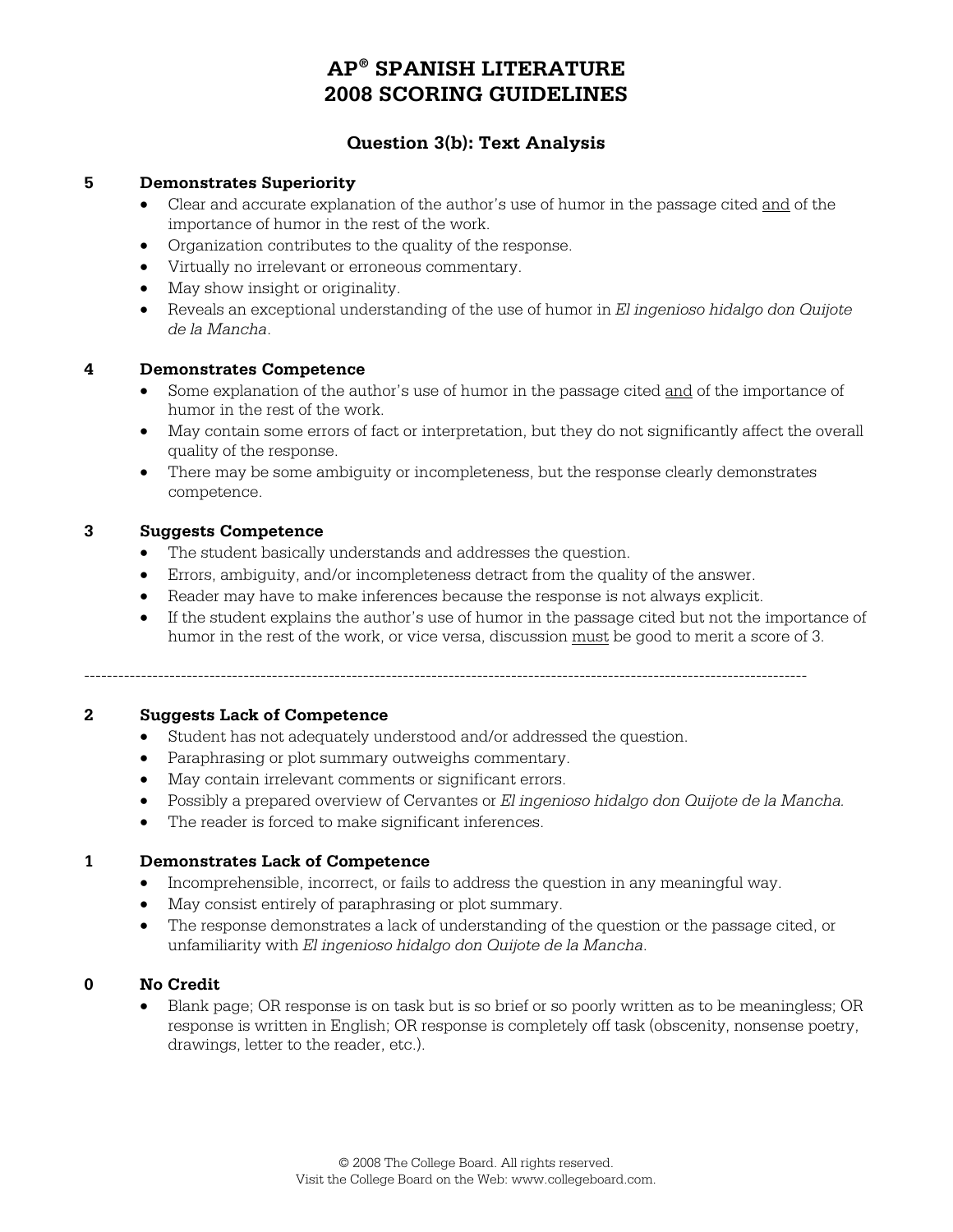# AP® SPANISH LITERATURE 2008 SCORING GUIDELINES

## Question 3(b): Text Analysis

**5 Demonstrates Superiority**

- Clear and accurate explanation of the author's use of humor in the passage cited and of the importance of humor in the rest of the work.
- Organization contributes to the quality of the response.
- Virtually no irrelevant or erroneous commentary.
- May show insight or originality.
- Reveals an exceptional understanding of the use of humor in *El ingenioso hidalgo don Quijote de la Mancha*.

**4 Demonstrates Competence**

- Some explanation of the author's use of humor in the passage cited and of the importance of humor in the rest of the work.
- May contain some errors of fact or interpretation, but they do not significantly affect the overall quality of the response.
- There may be some ambiguity or incompleteness, but the response clearly demonstrates competence.

**3 Suggests Competence**

- The student basically understands and addresses the question.
- Errors, ambiguity, and/or incompleteness detract from the quality of the answer.
- Reader may have to make inferences because the response is not always explicit.
- If the student explains the author's use of humor in the passage cited but not the importance of humor in the rest of the work, or vice versa, discussion must be good to merit a score of 3.

---

**2 Suggests Lack of Competence**

- Student has not adequately understood and/or addressed the question.
- Paraphrasing or plot summary outweighs commentary.
- May contain irrelevant comments or significant errors.
- Possibly a prepared overview of Cervantes or *El ingenioso hidalgo don Quijote de la Mancha*.
- The reader is forced to make significant inferences.

**1 Demonstrates Lack of Competence**

- Incomprehensible, incorrect, or fails to address the question in any meaningful way.
- May consist entirely of paraphrasing or plot summary.
- The response demonstrates a lack of understanding of the question or the passage cited, or unfamiliarity with *El ingenioso hidalgo don Quijote de la Mancha*.

**0 No Credit**

- Blank page; OR response is on task but is so brief or so poorly written as to be meaningless; OR response is written in English; OR response is completely off task (obscenity, nonsense poetry, drawings, letter to the reader, etc.).